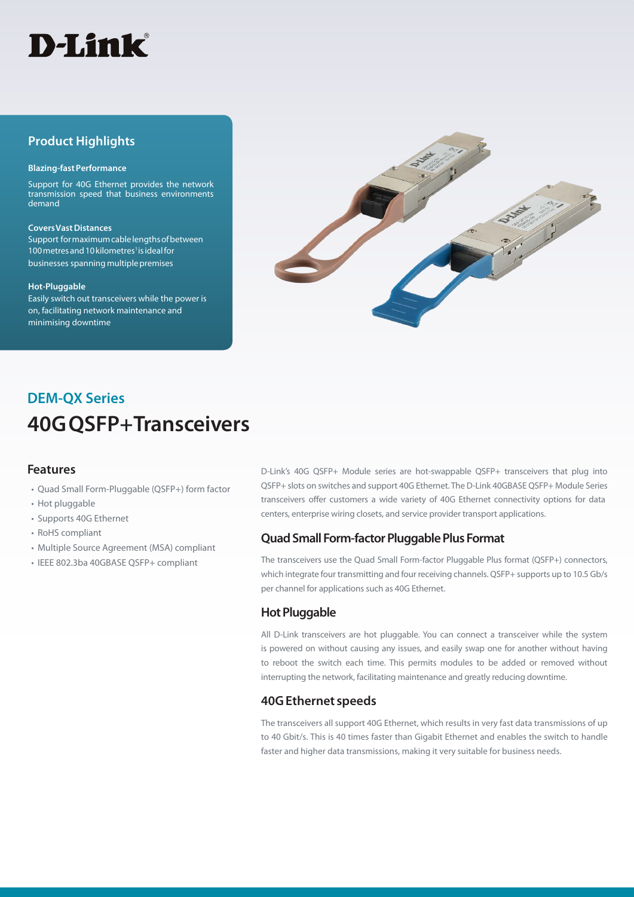D-Link

## Product Highlights

**Blazing-fast Performance**

Support for 40G Ethernet provides the network transmission speed that business environments demand

**Covers Vast Distances**

Support for maximum cable lengths of between 100 metres and 10 kilometres[1] is ideal for businesses spanning multiple premises

**Hot-Pluggable**

Easily switch out transceivers while the power is on, facilitating network maintenance and minimising downtime

## DEM-QX Series

# 40G QSFP+ Transceivers

### Features

- Quad Small Form-Pluggable (QSFP+) form factor
- Hot pluggable
- Supports 40G Ethernet
- RoHS compliant
- Multiple Source Agreement (MSA) compliant
- IEEE 802.3ba 40GBASE QSFP+ compliant

D-Link's 40G QSFP+ Module series are hot-swappable QSFP+ transceivers that plug into QSFP+ slots on switches and support 40G Ethernet. The D-Link 40GBASE QSFP+ Module Series transceivers offer customers a wide variety of 40G Ethernet connectivity options for data centers, enterprise wiring closets, and service provider transport applications.

### Quad Small Form-factor Pluggable Plus Format

The transceivers use the Quad Small Form-factor Pluggable Plus format (QSFP+) connectors, which integrate four transmitting and four receiving channels. QSFP+ supports up to 10.5 Gb/s per channel for applications such as 40G Ethernet.

### Hot Pluggable

All D-Link transceivers are hot pluggable. You can connect a transceiver while the system is powered on without causing any issues, and easily swap one for another without having to reboot the switch each time. This permits modules to be added or removed without interrupting the network, facilitating maintenance and greatly reducing downtime.

### 40G Ethernet speeds

The transceivers all support 40G Ethernet, which results in very fast data transmissions of up to 40 Gbit/s. This is 40 times faster than Gigabit Ethernet and enables the switch to handle faster and higher data transmissions, making it very suitable for business needs.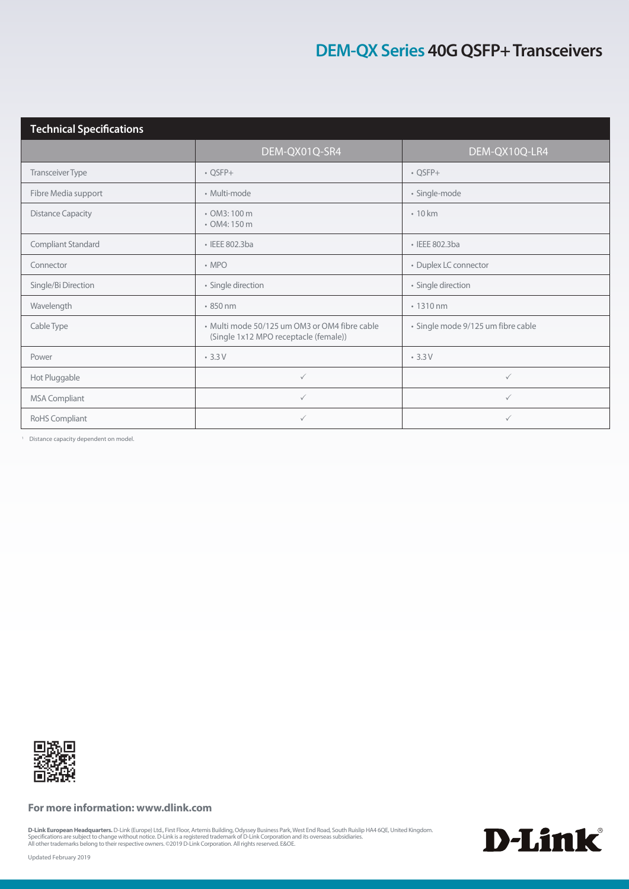# DEM-QX Series 40G QSFP+ Transceivers

## Technical Specifications

| | DEM-QX01Q-SR4 | DEM-QX10Q-LR4 |
|---|---|---|
| Transceiver Type | • QSFP+ | • QSFP+ |
| Fibre Media support | • Multi-mode | • Single-mode |
| Distance Capacity | • OM3: 100 m<br>• OM4: 150 m | • 10 km |
| Compliant Standard | • IEEE 802.3ba | • IEEE 802.3ba |
| Connector | • MPO | • Duplex LC connector |
| Single/Bi Direction | • Single direction | • Single direction |
| Wavelength | • 850 nm | • 1310 nm |
| Cable Type | • Multi mode 50/125 um OM3 or OM4 fibre cable (Single 1x12 MPO receptacle (female)) | • Single mode 9/125 um fibre cable |
| Power | • 3.3 V | • 3.3 V |
| Hot Pluggable | ✓ | ✓ |
| MSA Compliant | ✓ | ✓ |
| RoHS Compliant | ✓ | ✓ |

[1] Distance capacity dependent on model.

**For more information: www.dlink.com**

**D-Link European Headquarters.** D-Link (Europe) Ltd., First Floor, Artemis Building, Odyssey Business Park, West End Road, South Ruislip HA4 6QE, United Kingdom. Specifications are subject to change without notice. D-Link is a registered trademark of D-Link Corporation and its overseas subsidiaries. All other trademarks belong to their respective owners. ©2019 D-Link Corporation. All rights reserved. E&OE.

Updated February 2019